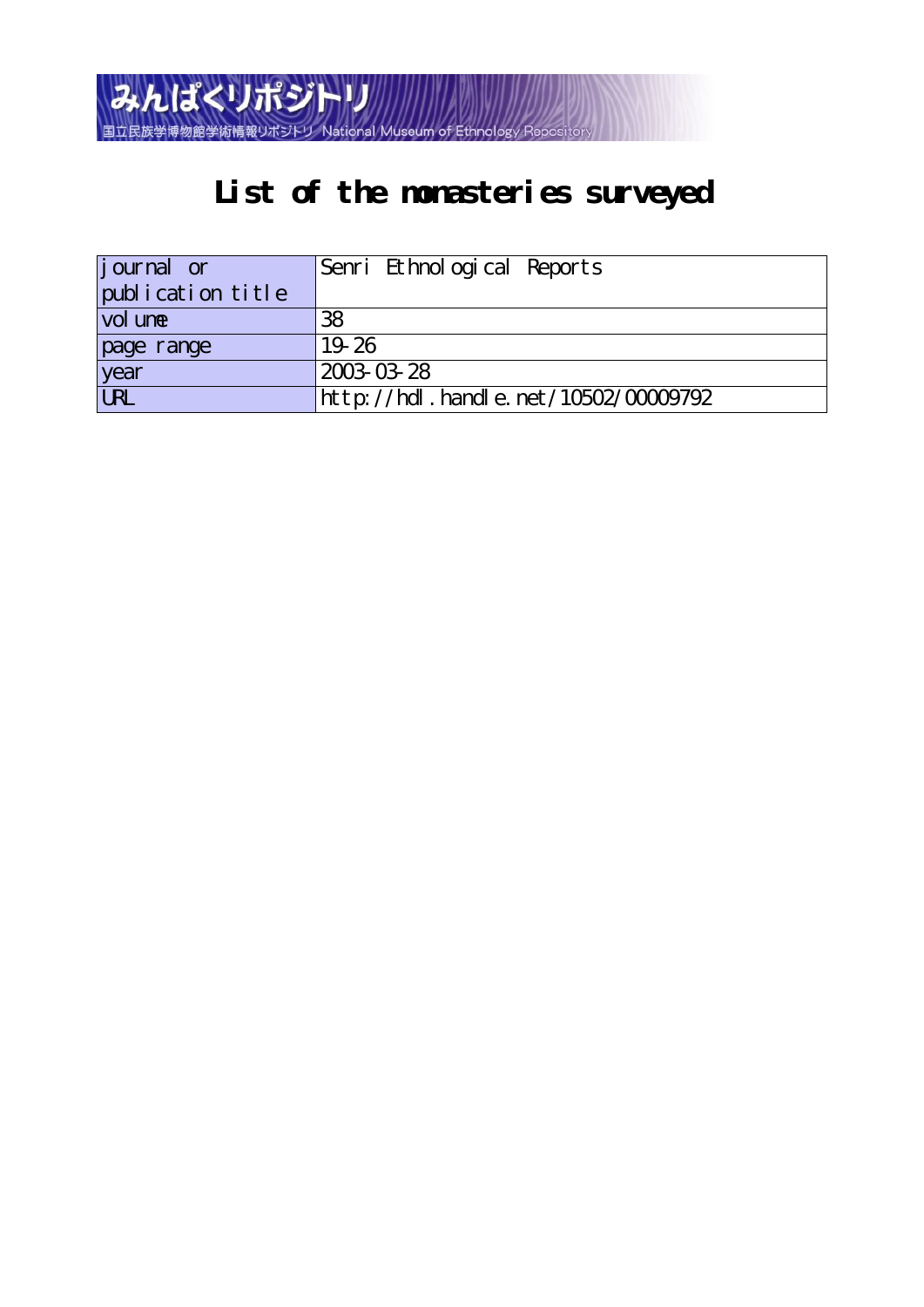みんぱくリポジトリ

国立民族学博物館学術情報リポジトリ National Museum of Ethnology Repository

# List of the monasteries surveyed

| journal or publication title | Senri Ethnological Reports |
|---|---|
| volume | 38 |
| page range | 19-26 |
| year | 2003-03-28 |
| URL | http://hdl.handle.net/10502/00009792 |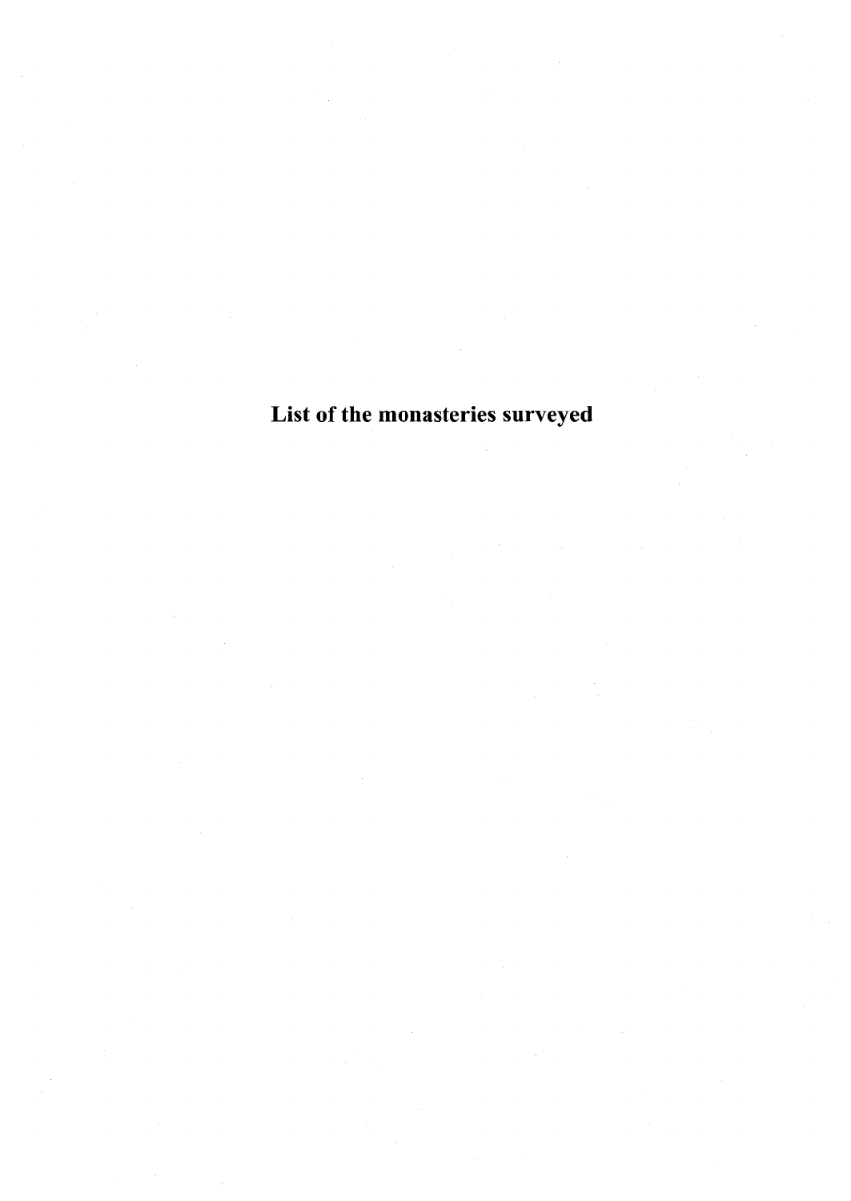# List of the monasteries surveyed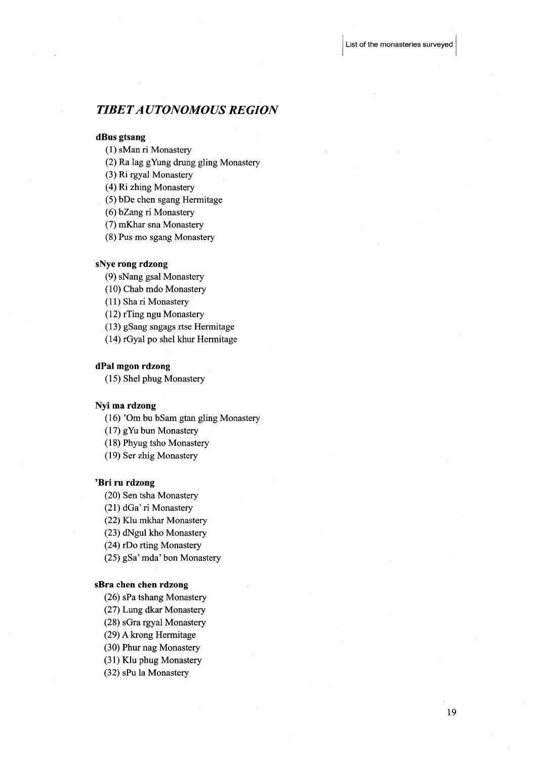## *TIBET AUTONOMOUS REGION*

**dBus gtsang**

(1) sMan ri Monastery
(2) Ra lag gYung drung gling Monastery
(3) Ri rgyal Monastery
(4) Ri zhing Monastery
(5) bDe chen sgang Hermitage
(6) bZang ri Monastery
(7) mKhar sna Monastery
(8) Pus mo sgang Monastery

**sNye rong rdzong**

(9) sNang gsal Monastery
(10) Chab mdo Monastery
(11) Sha ri Monastery
(12) rTing ngu Monastery
(13) gSang sngags rtse Hermitage
(14) rGyal po shel khur Hermitage

**dPal mgon rdzong**

(15) Shel phug Monastery

**Nyi ma rdzong**

(16) 'Om bu bSam gtan gling Monastery
(17) gYu bun Monastery
(18) Phyug tsho Monastery
(19) Ser zhig Monastery

**'Bri ru rdzong**

(20) Sen tsha Monastery
(21) dGa' ri Monastery
(22) Klu mkhar Monastery
(23) dNgul kho Monastery
(24) rDo rting Monastery
(25) gSa' mda' bon Monastery

**sBra chen chen rdzong**

(26) sPa tshang Monastery
(27) Lung dkar Monastery
(28) sGra rgyal Monastery
(29) A krong Hermitage
(30) Phur nag Monastery
(31) Klu phug Monastery
(32) sPu la Monastery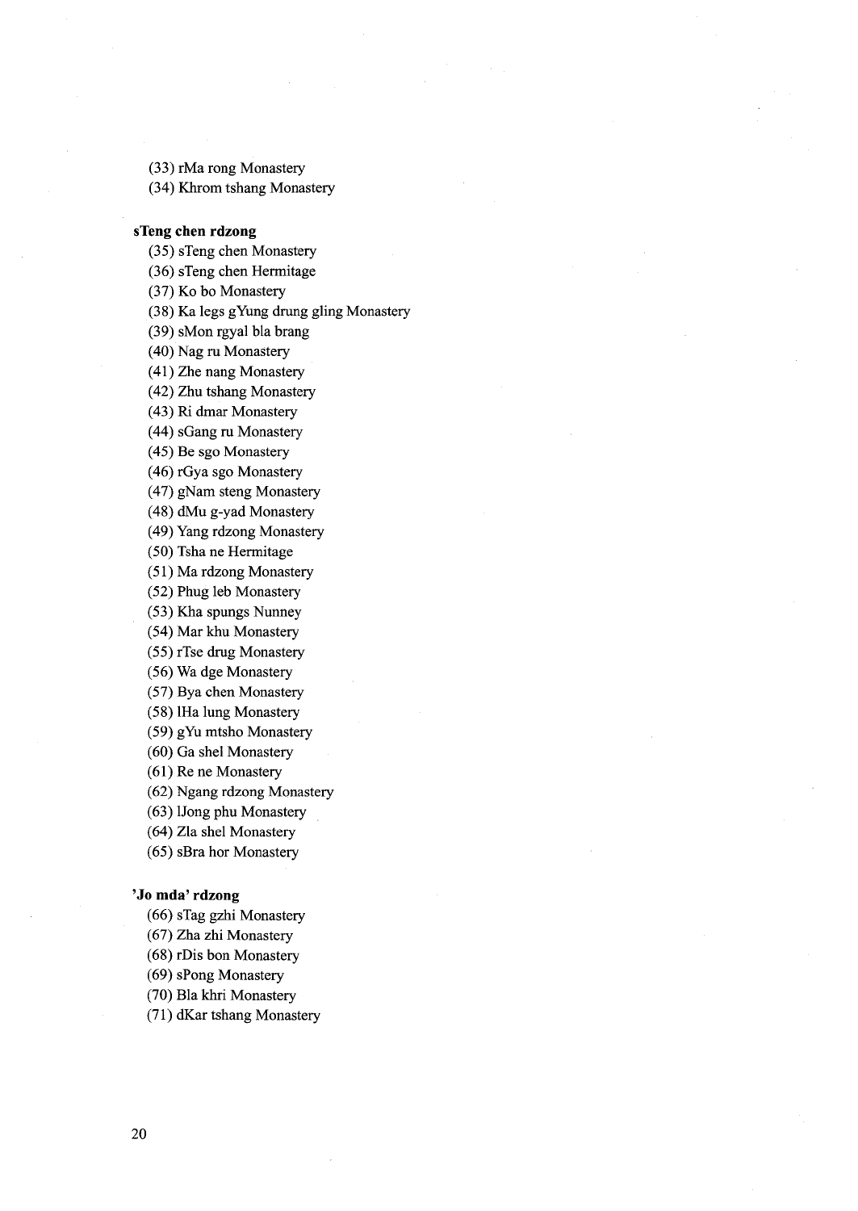(33) rMa rong Monastery
(34) Khrom tshang Monastery

**sTeng chen rdzong**

(35) sTeng chen Monastery
(36) sTeng chen Hermitage
(37) Ko bo Monastery
(38) Ka legs gYung drung gling Monastery
(39) sMon rgyal bla brang
(40) Nag ru Monastery
(41) Zhe nang Monastery
(42) Zhu tshang Monastery
(43) Ri dmar Monastery
(44) sGang ru Monastery
(45) Be sgo Monastery
(46) rGya sgo Monastery
(47) gNam steng Monastery
(48) dMu g-yad Monastery
(49) Yang rdzong Monastery
(50) Tsha ne Hermitage
(51) Ma rdzong Monastery
(52) Phug leb Monastery
(53) Kha spungs Nunney
(54) Mar khu Monastery
(55) rTse drug Monastery
(56) Wa dge Monastery
(57) Bya chen Monastery
(58) lHa lung Monastery
(59) gYu mtsho Monastery
(60) Ga shel Monastery
(61) Re ne Monastery
(62) Ngang rdzong Monastery
(63) lJong phu Monastery
(64) Zla shel Monastery
(65) sBra hor Monastery

**'Jo mda' rdzong**

(66) sTag gzhi Monastery
(67) Zha zhi Monastery
(68) rDis bon Monastery
(69) sPong Monastery
(70) Bla khri Monastery
(71) dKar tshang Monastery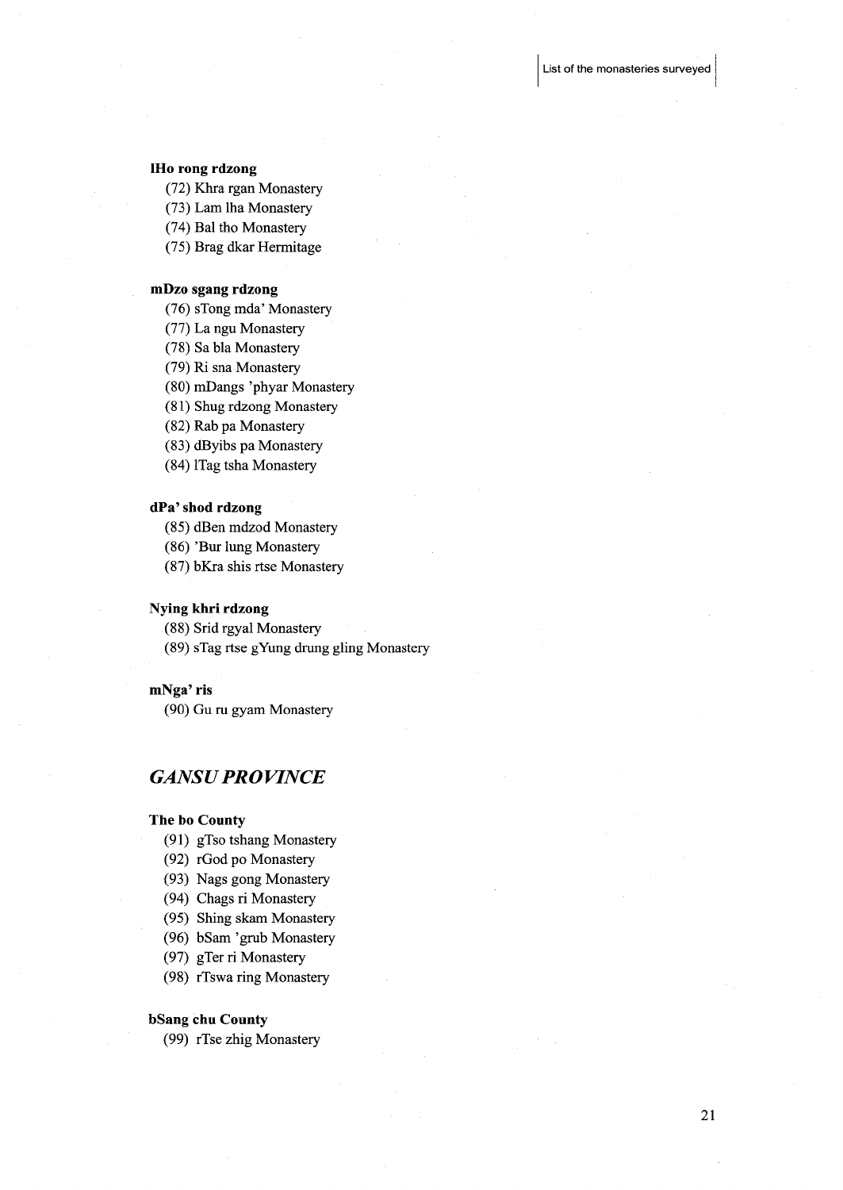**lHo rong rdzong**

(72) Khra rgan Monastery
(73) Lam lha Monastery
(74) Bal tho Monastery
(75) Brag dkar Hermitage

**mDzo sgang rdzong**

(76) sTong mda' Monastery
(77) La ngu Monastery
(78) Sa bla Monastery
(79) Ri sna Monastery
(80) mDangs 'phyar Monastery
(81) Shug rdzong Monastery
(82) Rab pa Monastery
(83) dByibs pa Monastery
(84) lTag tsha Monastery

**dPa' shod rdzong**

(85) dBen mdzod Monastery
(86) 'Bur lung Monastery
(87) bKra shis rtse Monastery

**Nying khri rdzong**

(88) Srid rgyal Monastery
(89) sTag rtse gYung drung gling Monastery

**mNga' ris**

(90) Gu ru gyam Monastery

## *GANSU PROVINCE*

**The bo County**

(91) gTso tshang Monastery
(92) rGod po Monastery
(93) Nags gong Monastery
(94) Chags ri Monastery
(95) Shing skam Monastery
(96) bSam 'grub Monastery
(97) gTer ri Monastery
(98) rTswa ring Monastery

**bSang chu County**

(99) rTse zhig Monastery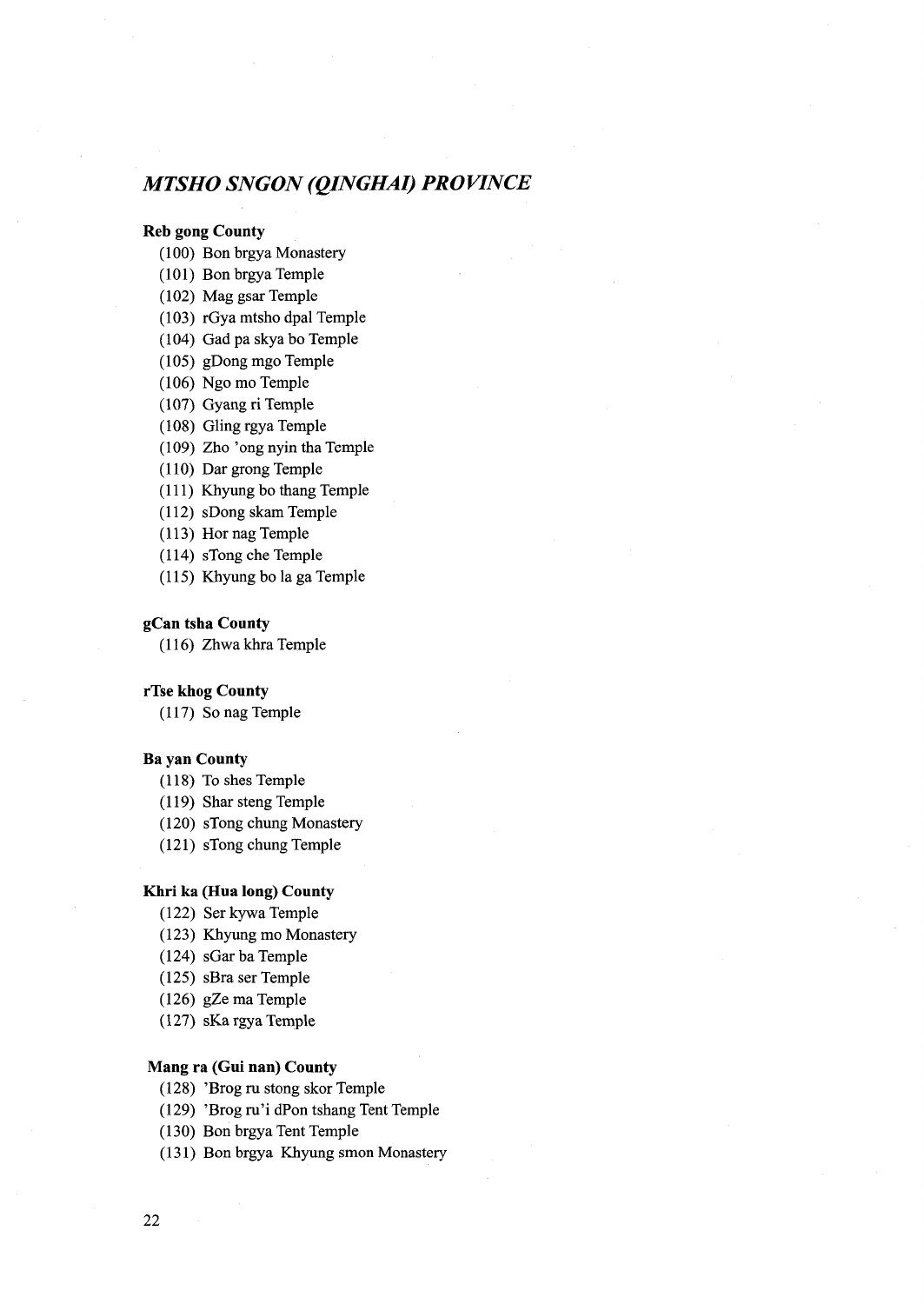## *MTSHO SNGON (QINGHAI) PROVINCE*

**Reb gong County**

(100) Bon brgya Monastery
(101) Bon brgya Temple
(102) Mag gsar Temple
(103) rGya mtsho dpal Temple
(104) Gad pa skya bo Temple
(105) gDong mgo Temple
(106) Ngo mo Temple
(107) Gyang ri Temple
(108) Gling rgya Temple
(109) Zho 'ong nyin tha Temple
(110) Dar grong Temple
(111) Khyung bo thang Temple
(112) sDong skam Temple
(113) Hor nag Temple
(114) sTong che Temple
(115) Khyung bo la ga Temple

**gCan tsha County**

(116) Zhwa khra Temple

**rTse khog County**

(117) So nag Temple

**Ba yan County**

(118) To shes Temple
(119) Shar steng Temple
(120) sTong chung Monastery
(121) sTong chung Temple

**Khri ka (Hua long) County**

(122) Ser kywa Temple
(123) Khyung mo Monastery
(124) sGar ba Temple
(125) sBra ser Temple
(126) gZe ma Temple
(127) sKa rgya Temple

**Mang ra (Gui nan) County**

(128) 'Brog ru stong skor Temple
(129) 'Brog ru'i dPon tshang Tent Temple
(130) Bon brgya Tent Temple
(131) Bon brgya Khyung smon Monastery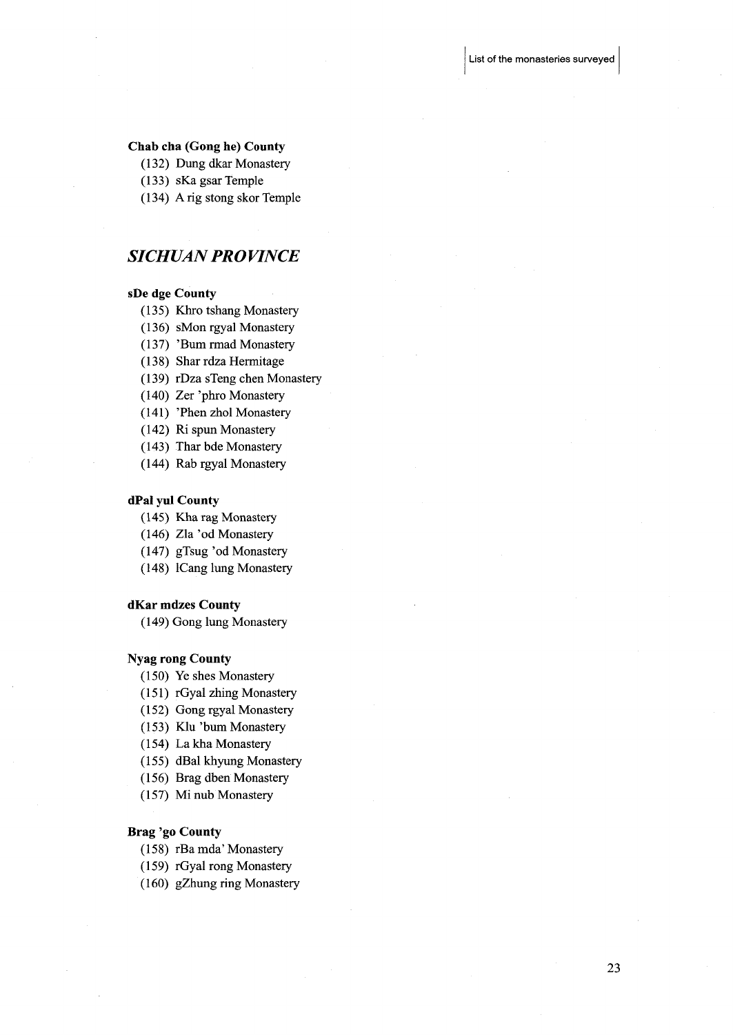**Chab cha (Gong he) County**

(132) Dung dkar Monastery
(133) sKa gsar Temple
(134) A rig stong skor Temple

## *SICHUAN PROVINCE*

**sDe dge County**

(135) Khro tshang Monastery
(136) sMon rgyal Monastery
(137) 'Bum rmad Monastery
(138) Shar rdza Hermitage
(139) rDza sTeng chen Monastery
(140) Zer 'phro Monastery
(141) 'Phen zhol Monastery
(142) Ri spun Monastery
(143) Thar bde Monastery
(144) Rab rgyal Monastery

**dPal yul County**

(145) Kha rag Monastery
(146) Zla 'od Monastery
(147) gTsug 'od Monastery
(148) lCang lung Monastery

**dKar mdzes County**

(149) Gong lung Monastery

**Nyag rong County**

(150) Ye shes Monastery
(151) rGyal zhing Monastery
(152) Gong rgyal Monastery
(153) Klu 'bum Monastery
(154) La kha Monastery
(155) dBal khyung Monastery
(156) Brag dben Monastery
(157) Mi nub Monastery

**Brag 'go County**

(158) rBa mda' Monastery
(159) rGyal rong Monastery
(160) gZhung ring Monastery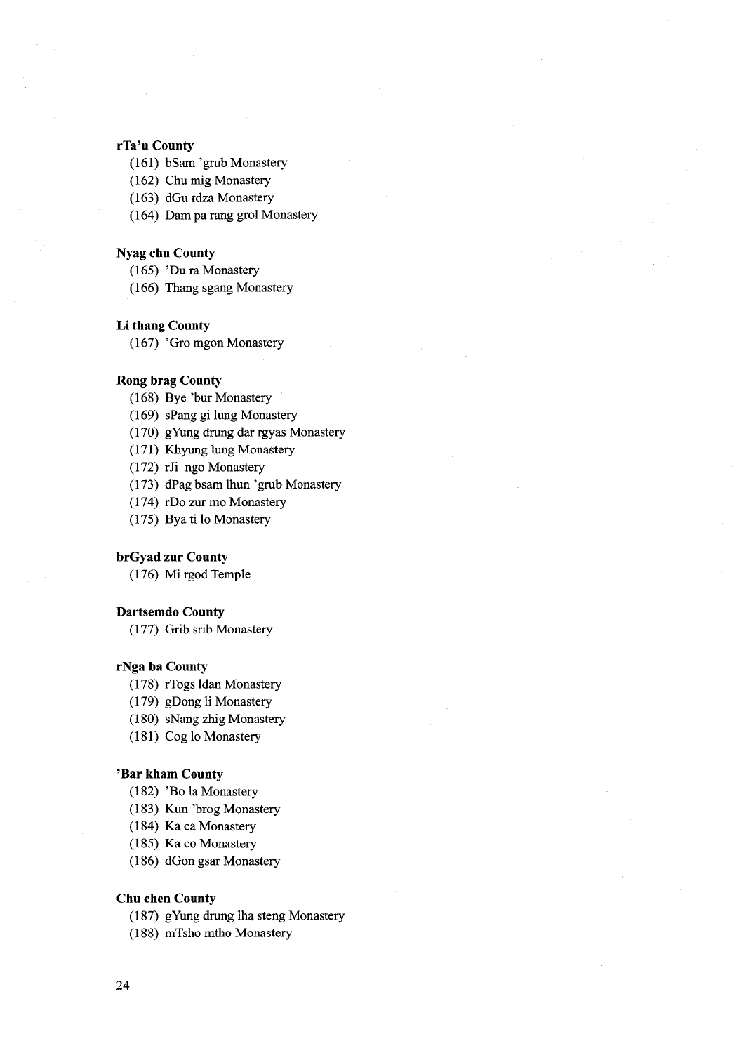**rTa'u County**

(161) bSam 'grub Monastery
(162) Chu mig Monastery
(163) dGu rdza Monastery
(164) Dam pa rang grol Monastery

**Nyag chu County**

(165) 'Du ra Monastery
(166) Thang sgang Monastery

**Li thang County**

(167) 'Gro mgon Monastery

**Rong brag County**

(168) Bye 'bur Monastery
(169) sPang gi lung Monastery
(170) gYung drung dar rgyas Monastery
(171) Khyung lung Monastery
(172) rJi ngo Monastery
(173) dPag bsam lhun 'grub Monastery
(174) rDo zur mo Monastery
(175) Bya ti lo Monastery

**brGyad zur County**

(176) Mi rgod Temple

**Dartsemdo County**

(177) Grib srib Monastery

**rNga ba County**

(178) rTogs ldan Monastery
(179) gDong li Monastery
(180) sNang zhig Monastery
(181) Cog lo Monastery

**'Bar kham County**

(182) 'Bo la Monastery
(183) Kun 'brog Monastery
(184) Ka ca Monastery
(185) Ka co Monastery
(186) dGon gsar Monastery

**Chu chen County**

(187) gYung drung lha steng Monastery
(188) mTsho mtho Monastery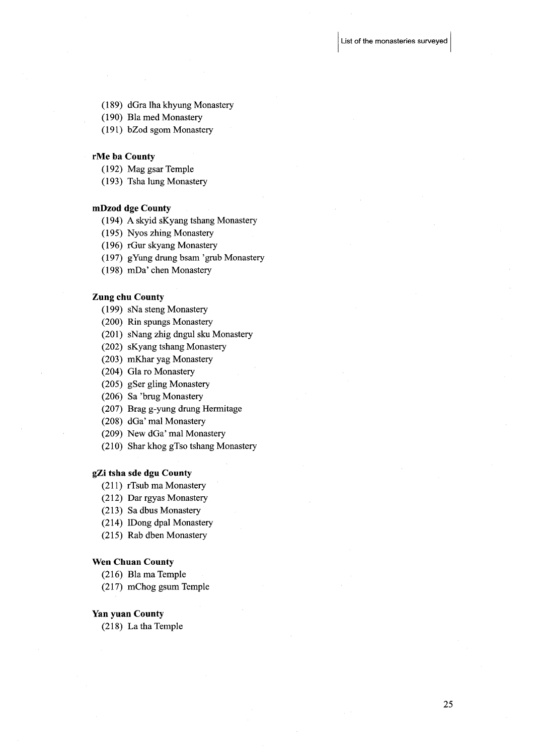(189) dGra lha khyung Monastery
(190) Bla med Monastery
(191) bZod sgom Monastery

**rMe ba County**

(192) Mag gsar Temple
(193) Tsha lung Monastery

**mDzod dge County**

(194) A skyid sKyang tshang Monastery
(195) Nyos zhing Monastery
(196) rGur skyang Monastery
(197) gYung drung bsam 'grub Monastery
(198) mDa' chen Monastery

**Zung chu County**

(199) sNa steng Monastery
(200) Rin spungs Monastery
(201) sNang zhig dngul sku Monastery
(202) sKyang tshang Monastery
(203) mKhar yag Monastery
(204) Gla ro Monastery
(205) gSer gling Monastery
(206) Sa 'brug Monastery
(207) Brag g-yung drung Hermitage
(208) dGa' mal Monastery
(209) New dGa' mal Monastery
(210) Shar khog gTso tshang Monastery

**gZi tsha sde dgu County**

(211) rTsub ma Monastery
(212) Dar rgyas Monastery
(213) Sa dbus Monastery
(214) lDong dpal Monastery
(215) Rab dben Monastery

**Wen Chuan County**

(216) Bla ma Temple
(217) mChog gsum Temple

**Yan yuan County**

(218) La tha Temple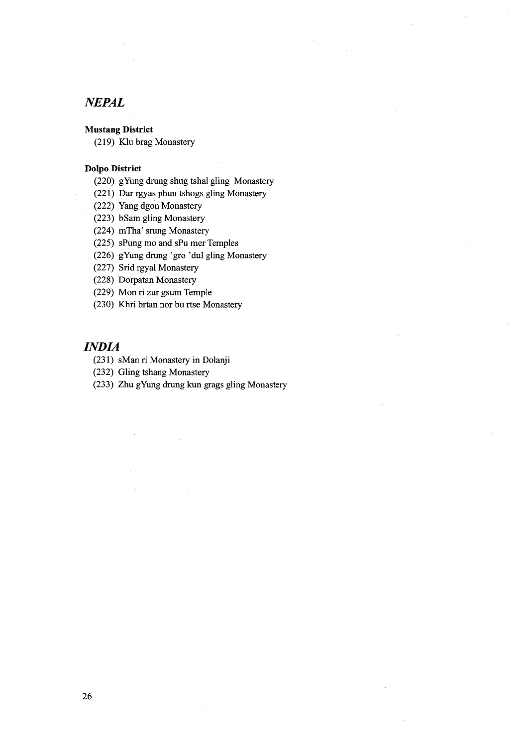## *NEPAL*

**Mustang District**

(219) Klu brag Monastery

**Dolpo District**

(220) gYung drung shug tshal gling Monastery
(221) Dar rgyas phun tshogs gling Monastery
(222) Yang dgon Monastery
(223) bSam gling Monastery
(224) mTha' srung Monastery
(225) sPung mo and sPu mer Temples
(226) gYung drung 'gro 'dul gling Monastery
(227) Srid rgyal Monastery
(228) Dorpatan Monastery
(229) Mon ri zur gsum Temple
(230) Khri brtan nor bu rtse Monastery

## *INDIA*

(231) sMan ri Monastery in Dolanji
(232) Gling tshang Monastery
(233) Zhu gYung drung kun grags gling Monastery